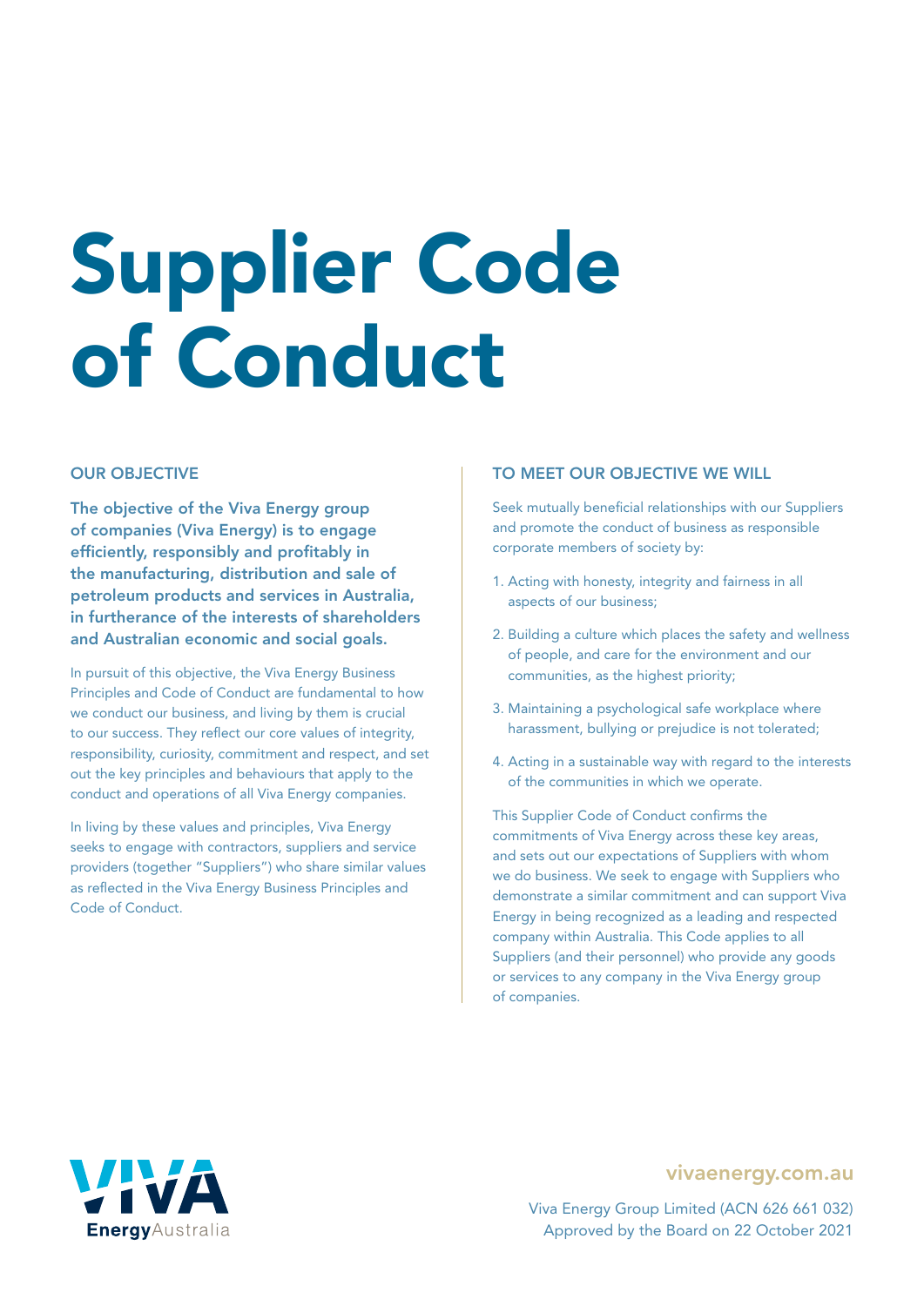# Supplier Code of Conduct

## OUR OBJECTIVE

**The objective of the Viva Energy group of companies (Viva Energy) is to engage efficiently, responsibly and profitably in the manufacturing, distribution and sale of petroleum products and services in Australia, in furtherance of the interests of shareholders and Australian economic and social goals.**

In pursuit of this objective, the Viva Energy Business Principles and Code of Conduct are fundamental to how we conduct our business, and living by them is crucial to our success. They reflect our core values of integrity, responsibility, curiosity, commitment and respect, and set out the key principles and behaviours that apply to the conduct and operations of all Viva Energy companies.

In living by these values and principles, Viva Energy seeks to engage with contractors, suppliers and service providers (together "Suppliers") who share similar values as reflected in the Viva Energy Business Principles and Code of Conduct.

## TO MEET OUR OBJECTIVE WE WILL

Seek mutually beneficial relationships with our Suppliers and promote the conduct of business as responsible corporate members of society by:

1. Acting with honesty, integrity and fairness in all aspects of our business;
2. Building a culture which places the safety and wellness of people, and care for the environment and our communities, as the highest priority;
3. Maintaining a psychological safe workplace where harassment, bullying or prejudice is not tolerated;
4. Acting in a sustainable way with regard to the interests of the communities in which we operate.

This Supplier Code of Conduct confirms the commitments of Viva Energy across these key areas, and sets out our expectations of Suppliers with whom we do business. We seek to engage with Suppliers who demonstrate a similar commitment and can support Viva Energy in being recognized as a leading and respected company within Australia. This Code applies to all Suppliers (and their personnel) who provide any goods or services to any company in the Viva Energy group of companies.

VIVA Energy Australia

vivaenergy.com.au

Viva Energy Group Limited (ACN 626 661 032)
Approved by the Board on 22 October 2021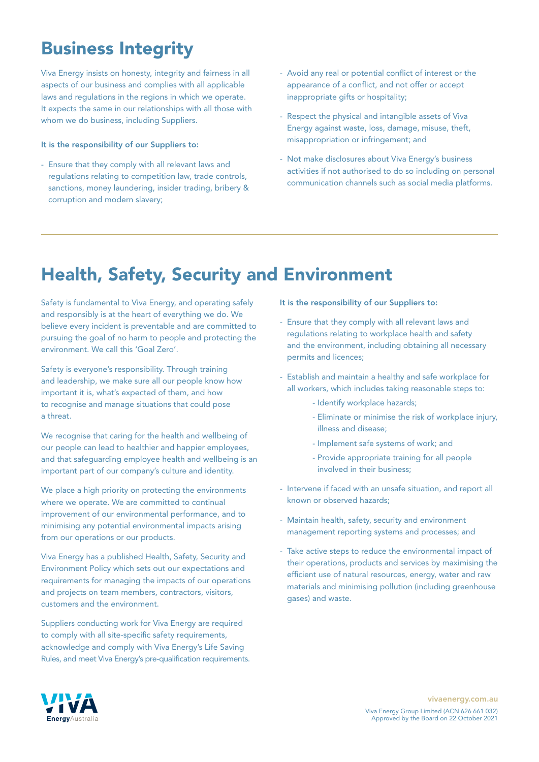## Business Integrity

Viva Energy insists on honesty, integrity and fairness in all aspects of our business and complies with all applicable laws and regulations in the regions in which we operate. It expects the same in our relationships with all those with whom we do business, including Suppliers.

**It is the responsibility of our Suppliers to:**

- Ensure that they comply with all relevant laws and regulations relating to competition law, trade controls, sanctions, money laundering, insider trading, bribery & corruption and modern slavery;
- Avoid any real or potential conflict of interest or the appearance of a conflict, and not offer or accept inappropriate gifts or hospitality;
- Respect the physical and intangible assets of Viva Energy against waste, loss, damage, misuse, theft, misappropriation or infringement; and
- Not make disclosures about Viva Energy's business activities if not authorised to do so including on personal communication channels such as social media platforms.

## Health, Safety, Security and Environment

Safety is fundamental to Viva Energy, and operating safely and responsibly is at the heart of everything we do. We believe every incident is preventable and are committed to pursuing the goal of no harm to people and protecting the environment. We call this 'Goal Zero'.

Safety is everyone's responsibility. Through training and leadership, we make sure all our people know how important it is, what's expected of them, and how to recognise and manage situations that could pose a threat.

We recognise that caring for the health and wellbeing of our people can lead to healthier and happier employees, and that safeguarding employee health and wellbeing is an important part of our company's culture and identity.

We place a high priority on protecting the environments where we operate. We are committed to continual improvement of our environmental performance, and to minimising any potential environmental impacts arising from our operations or our products.

Viva Energy has a published Health, Safety, Security and Environment Policy which sets out our expectations and requirements for managing the impacts of our operations and projects on team members, contractors, visitors, customers and the environment.

Suppliers conducting work for Viva Energy are required to comply with all site-specific safety requirements, acknowledge and comply with Viva Energy's Life Saving Rules, and meet Viva Energy's pre-qualification requirements.

**It is the responsibility of our Suppliers to:**

- Ensure that they comply with all relevant laws and regulations relating to workplace health and safety and the environment, including obtaining all necessary permits and licences;
- Establish and maintain a healthy and safe workplace for all workers, which includes taking reasonable steps to:
  - Identify workplace hazards;
  - Eliminate or minimise the risk of workplace injury, illness and disease;
  - Implement safe systems of work; and
  - Provide appropriate training for all people involved in their business;
- Intervene if faced with an unsafe situation, and report all known or observed hazards;
- Maintain health, safety, security and environment management reporting systems and processes; and
- Take active steps to reduce the environmental impact of their operations, products and services by maximising the efficient use of natural resources, energy, water and raw materials and minimising pollution (including greenhouse gases) and waste.

vivaenergy.com.au

Viva Energy Group Limited (ACN 626 661 032)
Approved by the Board on 22 October 2021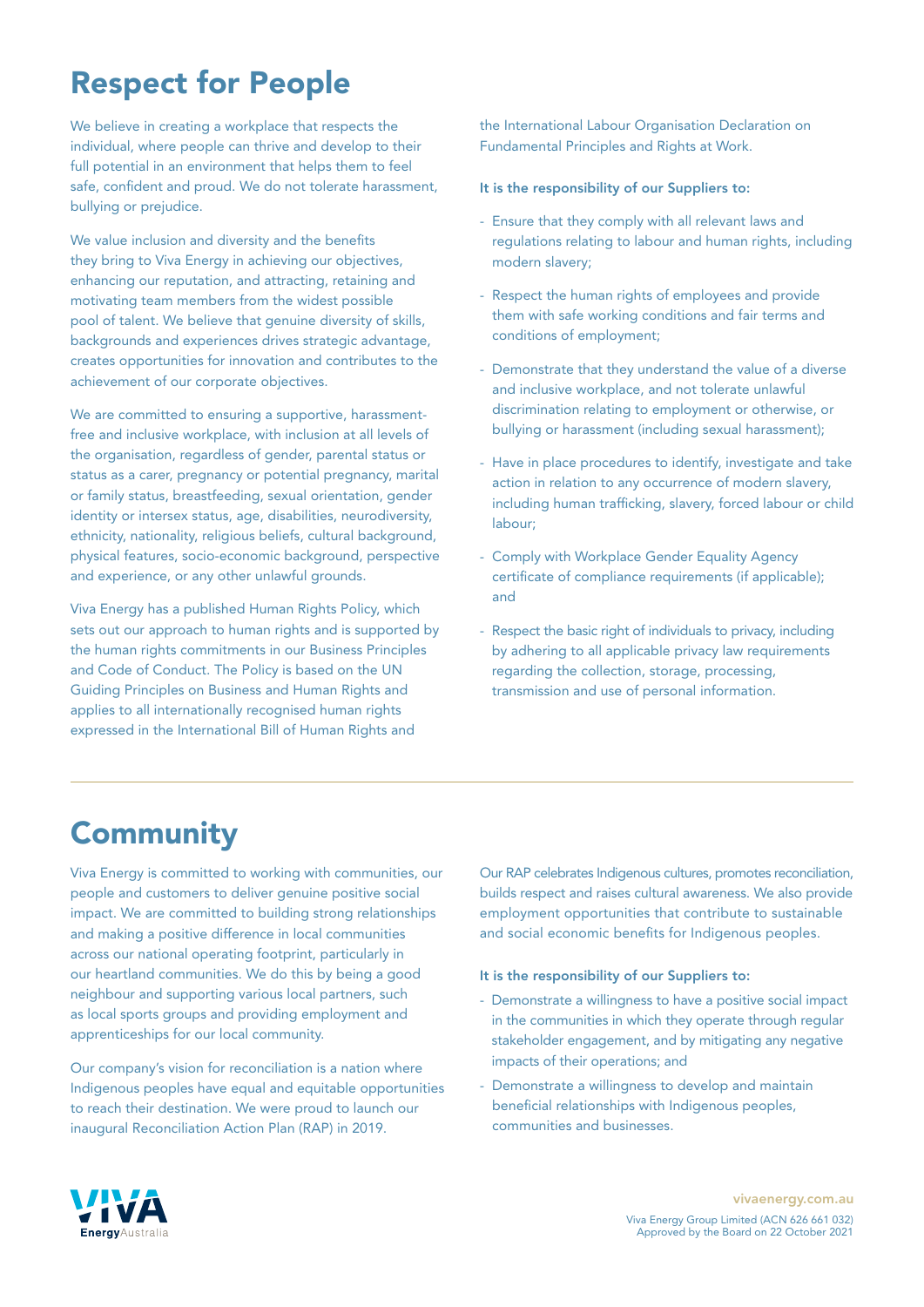# Respect for People

We believe in creating a workplace that respects the individual, where people can thrive and develop to their full potential in an environment that helps them to feel safe, confident and proud. We do not tolerate harassment, bullying or prejudice.

We value inclusion and diversity and the benefits they bring to Viva Energy in achieving our objectives, enhancing our reputation, and attracting, retaining and motivating team members from the widest possible pool of talent. We believe that genuine diversity of skills, backgrounds and experiences drives strategic advantage, creates opportunities for innovation and contributes to the achievement of our corporate objectives.

We are committed to ensuring a supportive, harassment-free and inclusive workplace, with inclusion at all levels of the organisation, regardless of gender, parental status or status as a carer, pregnancy or potential pregnancy, marital or family status, breastfeeding, sexual orientation, gender identity or intersex status, age, disabilities, neurodiversity, ethnicity, nationality, religious beliefs, cultural background, physical features, socio-economic background, perspective and experience, or any other unlawful grounds.

Viva Energy has a published Human Rights Policy, which sets out our approach to human rights and is supported by the human rights commitments in our Business Principles and Code of Conduct. The Policy is based on the UN Guiding Principles on Business and Human Rights and applies to all internationally recognised human rights expressed in the International Bill of Human Rights and the International Labour Organisation Declaration on Fundamental Principles and Rights at Work.

**It is the responsibility of our Suppliers to:**

- Ensure that they comply with all relevant laws and regulations relating to labour and human rights, including modern slavery;
- Respect the human rights of employees and provide them with safe working conditions and fair terms and conditions of employment;
- Demonstrate that they understand the value of a diverse and inclusive workplace, and not tolerate unlawful discrimination relating to employment or otherwise, or bullying or harassment (including sexual harassment);
- Have in place procedures to identify, investigate and take action in relation to any occurrence of modern slavery, including human trafficking, slavery, forced labour or child labour;
- Comply with Workplace Gender Equality Agency certificate of compliance requirements (if applicable); and
- Respect the basic right of individuals to privacy, including by adhering to all applicable privacy law requirements regarding the collection, storage, processing, transmission and use of personal information.

# Community

Viva Energy is committed to working with communities, our people and customers to deliver genuine positive social impact. We are committed to building strong relationships and making a positive difference in local communities across our national operating footprint, particularly in our heartland communities. We do this by being a good neighbour and supporting various local partners, such as local sports groups and providing employment and apprenticeships for our local community.

Our company's vision for reconciliation is a nation where Indigenous peoples have equal and equitable opportunities to reach their destination. We were proud to launch our inaugural Reconciliation Action Plan (RAP) in 2019.

Our RAP celebrates Indigenous cultures, promotes reconciliation, builds respect and raises cultural awareness. We also provide employment opportunities that contribute to sustainable and social economic benefits for Indigenous peoples.

**It is the responsibility of our Suppliers to:**

- Demonstrate a willingness to have a positive social impact in the communities in which they operate through regular stakeholder engagement, and by mitigating any negative impacts of their operations; and
- Demonstrate a willingness to develop and maintain beneficial relationships with Indigenous peoples, communities and businesses.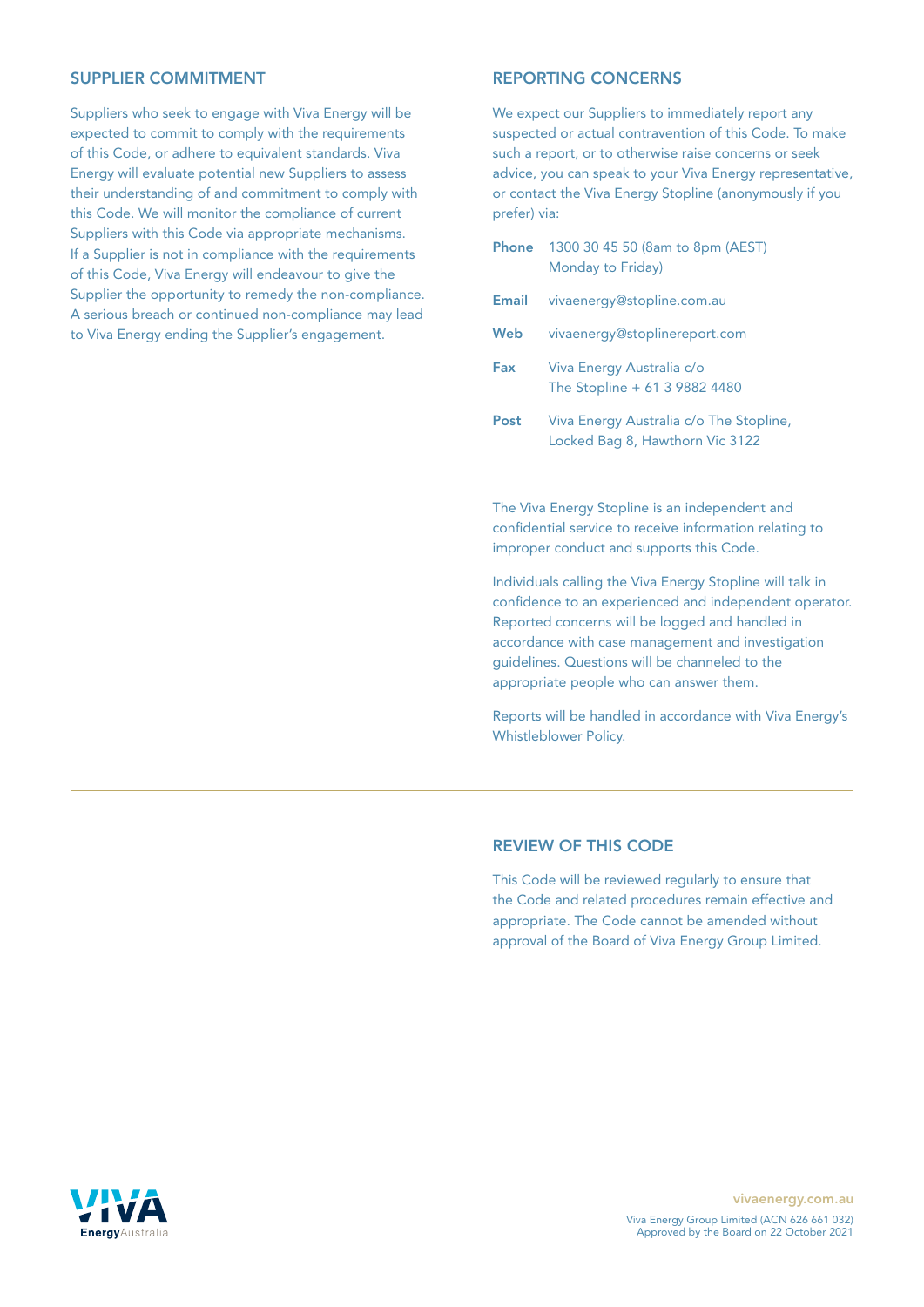## SUPPLIER COMMITMENT

Suppliers who seek to engage with Viva Energy will be expected to commit to comply with the requirements of this Code, or adhere to equivalent standards. Viva Energy will evaluate potential new Suppliers to assess their understanding of and commitment to comply with this Code. We will monitor the compliance of current Suppliers with this Code via appropriate mechanisms. If a Supplier is not in compliance with the requirements of this Code, Viva Energy will endeavour to give the Supplier the opportunity to remedy the non-compliance. A serious breach or continued non-compliance may lead to Viva Energy ending the Supplier's engagement.

## REPORTING CONCERNS

We expect our Suppliers to immediately report any suspected or actual contravention of this Code. To make such a report, or to otherwise raise concerns or seek advice, you can speak to your Viva Energy representative, or contact the Viva Energy Stopline (anonymously if you prefer) via:

| | |
|---|---|
| **Phone** | 1300 30 45 50 (8am to 8pm (AEST) Monday to Friday) |
| **Email** | vivaenergy@stopline.com.au |
| **Web** | vivaenergy@stoplinereport.com |
| **Fax** | Viva Energy Australia c/o The Stopline + 61 3 9882 4480 |
| **Post** | Viva Energy Australia c/o The Stopline, Locked Bag 8, Hawthorn Vic 3122 |

The Viva Energy Stopline is an independent and confidential service to receive information relating to improper conduct and supports this Code.

Individuals calling the Viva Energy Stopline will talk in confidence to an experienced and independent operator. Reported concerns will be logged and handled in accordance with case management and investigation guidelines. Questions will be channeled to the appropriate people who can answer them.

Reports will be handled in accordance with Viva Energy's Whistleblower Policy.

## REVIEW OF THIS CODE

This Code will be reviewed regularly to ensure that the Code and related procedures remain effective and appropriate. The Code cannot be amended without approval of the Board of Viva Energy Group Limited.

VIVA Energy Australia

vivaenergy.com.au

Viva Energy Group Limited (ACN 626 661 032)
Approved by the Board on 22 October 2021